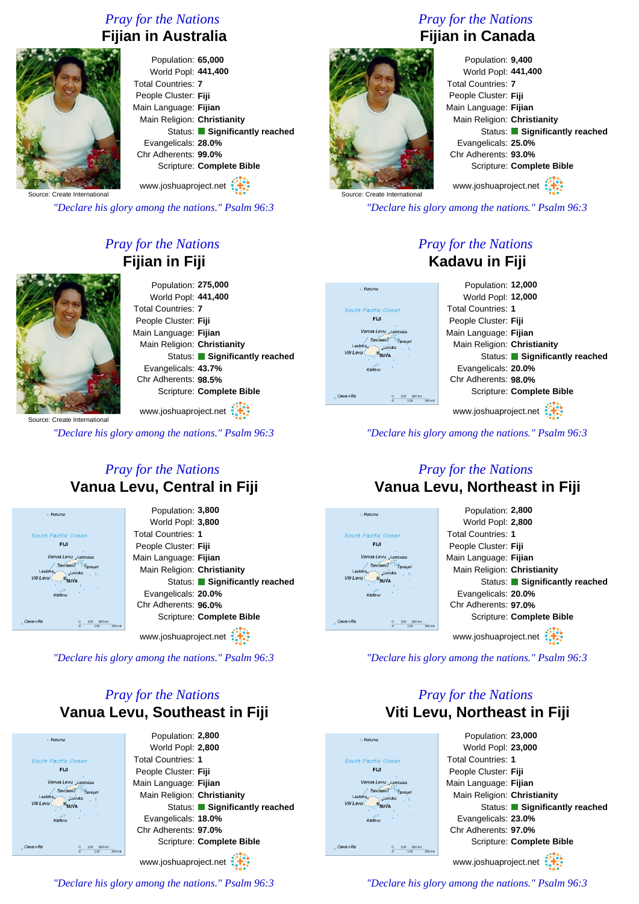## Pray for the Nations

# Fijian in Australia

Population: **65,000**
World Popl: **441,400**
Total Countries: **7**
People Cluster: **Fiji**
Main Language: **Fijian**
Main Religion: **Christianity**
Status: **Significantly reached**
Evangelicals: **28.0%**
Chr Adherents: **99.0%**
Scripture: **Complete Bible**

Source: Create International

www.joshuaproject.net

*"Declare his glory among the nations." Psalm 96:3*

## Pray for the Nations

# Fijian in Canada

Population: **9,400**
World Popl: **441,400**
Total Countries: **7**
People Cluster: **Fiji**
Main Language: **Fijian**
Main Religion: **Christianity**
Status: **Significantly reached**
Evangelicals: **25.0%**
Chr Adherents: **93.0%**
Scripture: **Complete Bible**

Source: Create International

www.joshuaproject.net

*"Declare his glory among the nations." Psalm 96:3*

## Pray for the Nations

# Fijian in Fiji

Population: **275,000**
World Popl: **441,400**
Total Countries: **7**
People Cluster: **Fiji**
Main Language: **Fijian**
Main Religion: **Christianity**
Status: **Significantly reached**
Evangelicals: **43.7%**
Chr Adherents: **98.5%**
Scripture: **Complete Bible**

Source: Create International

www.joshuaproject.net

*"Declare his glory among the nations." Psalm 96:3*

## Pray for the Nations

# Kadavu in Fiji

Population: **12,000**
World Popl: **12,000**
Total Countries: **1**
People Cluster: **Fiji**
Main Language: **Fijian**
Main Religion: **Christianity**
Status: **Significantly reached**
Evangelicals: **20.0%**
Chr Adherents: **98.0%**
Scripture: **Complete Bible**

www.joshuaproject.net

*"Declare his glory among the nations." Psalm 96:3*

## Pray for the Nations

# Vanua Levu, Central in Fiji

Population: **3,800**
World Popl: **3,800**
Total Countries: **1**
People Cluster: **Fiji**
Main Language: **Fijian**
Main Religion: **Christianity**
Status: **Significantly reached**
Evangelicals: **20.0%**
Chr Adherents: **96.0%**
Scripture: **Complete Bible**

www.joshuaproject.net

*"Declare his glory among the nations." Psalm 96:3*

## Pray for the Nations

# Vanua Levu, Northeast in Fiji

Population: **2,800**
World Popl: **2,800**
Total Countries: **1**
People Cluster: **Fiji**
Main Language: **Fijian**
Main Religion: **Christianity**
Status: **Significantly reached**
Evangelicals: **20.0%**
Chr Adherents: **97.0%**
Scripture: **Complete Bible**

www.joshuaproject.net

*"Declare his glory among the nations." Psalm 96:3*

## Pray for the Nations

# Vanua Levu, Southeast in Fiji

Population: **2,800**
World Popl: **2,800**
Total Countries: **1**
People Cluster: **Fiji**
Main Language: **Fijian**
Main Religion: **Christianity**
Status: **Significantly reached**
Evangelicals: **18.0%**
Chr Adherents: **97.0%**
Scripture: **Complete Bible**

www.joshuaproject.net

*"Declare his glory among the nations." Psalm 96:3*

## Pray for the Nations

# Viti Levu, Northeast in Fiji

Population: **23,000**
World Popl: **23,000**
Total Countries: **1**
People Cluster: **Fiji**
Main Language: **Fijian**
Main Religion: **Christianity**
Status: **Significantly reached**
Evangelicals: **23.0%**
Chr Adherents: **97.0%**
Scripture: **Complete Bible**

www.joshuaproject.net

*"Declare his glory among the nations." Psalm 96:3*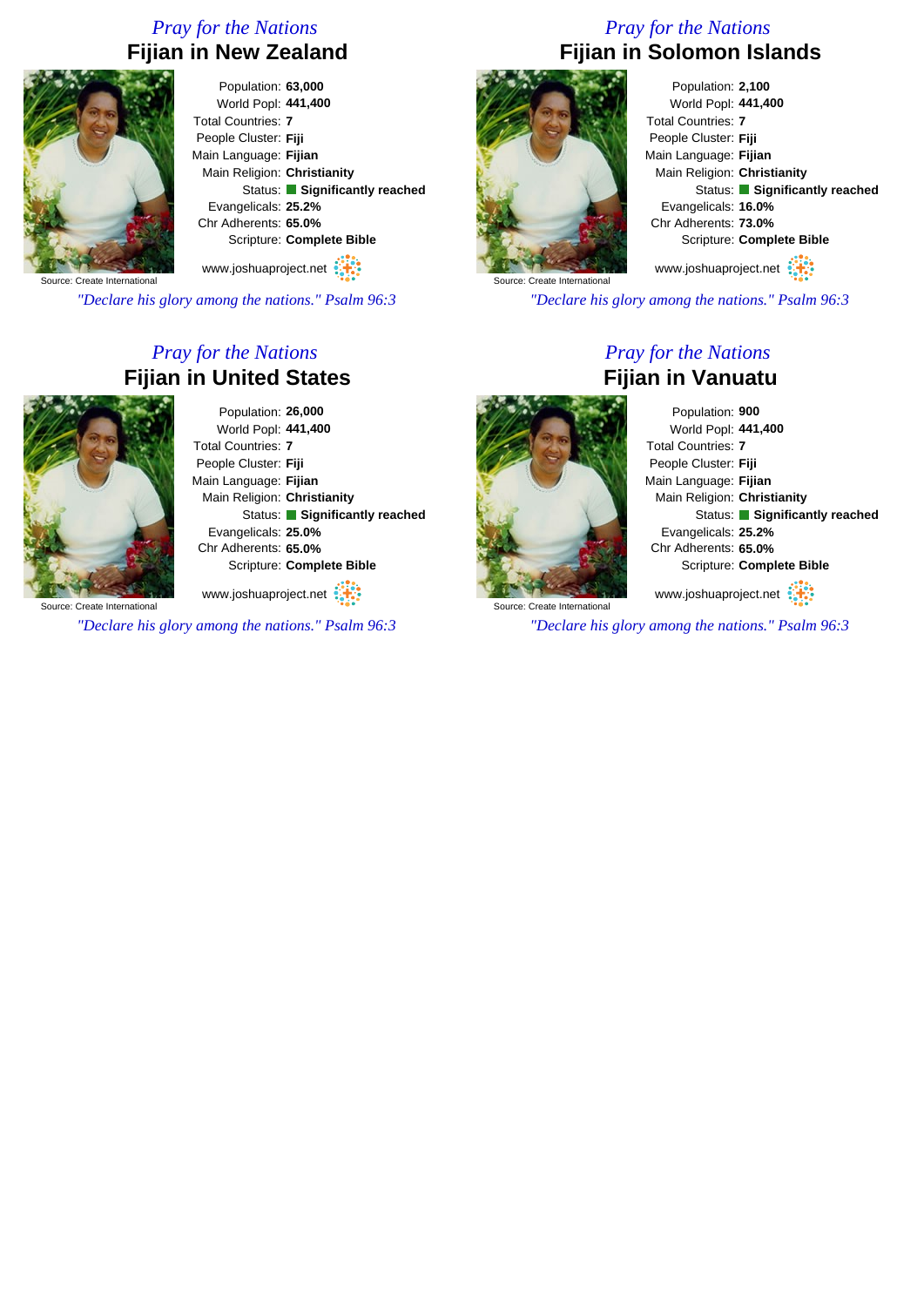*Pray for the Nations*

## Fijian in New Zealand

Source: Create International

Population: **63,000**
World Popl: **441,400**
Total Countries: **7**
People Cluster: **Fiji**
Main Language: **Fijian**
Main Religion: **Christianity**
Status: **Significantly reached**
Evangelicals: **25.2%**
Chr Adherents: **65.0%**
Scripture: **Complete Bible**

www.joshuaproject.net

*"Declare his glory among the nations." Psalm 96:3*

*Pray for the Nations*

## Fijian in Solomon Islands

Source: Create International

Population: **2,100**
World Popl: **441,400**
Total Countries: **7**
People Cluster: **Fiji**
Main Language: **Fijian**
Main Religion: **Christianity**
Status: **Significantly reached**
Evangelicals: **16.0%**
Chr Adherents: **73.0%**
Scripture: **Complete Bible**

www.joshuaproject.net

*"Declare his glory among the nations." Psalm 96:3*

*Pray for the Nations*

## Fijian in United States

Source: Create International

Population: **26,000**
World Popl: **441,400**
Total Countries: **7**
People Cluster: **Fiji**
Main Language: **Fijian**
Main Religion: **Christianity**
Status: **Significantly reached**
Evangelicals: **25.0%**
Chr Adherents: **65.0%**
Scripture: **Complete Bible**

www.joshuaproject.net

*"Declare his glory among the nations." Psalm 96:3*

*Pray for the Nations*

## Fijian in Vanuatu

Source: Create International

Population: **900**
World Popl: **441,400**
Total Countries: **7**
People Cluster: **Fiji**
Main Language: **Fijian**
Main Religion: **Christianity**
Status: **Significantly reached**
Evangelicals: **25.2%**
Chr Adherents: **65.0%**
Scripture: **Complete Bible**

www.joshuaproject.net

*"Declare his glory among the nations." Psalm 96:3*